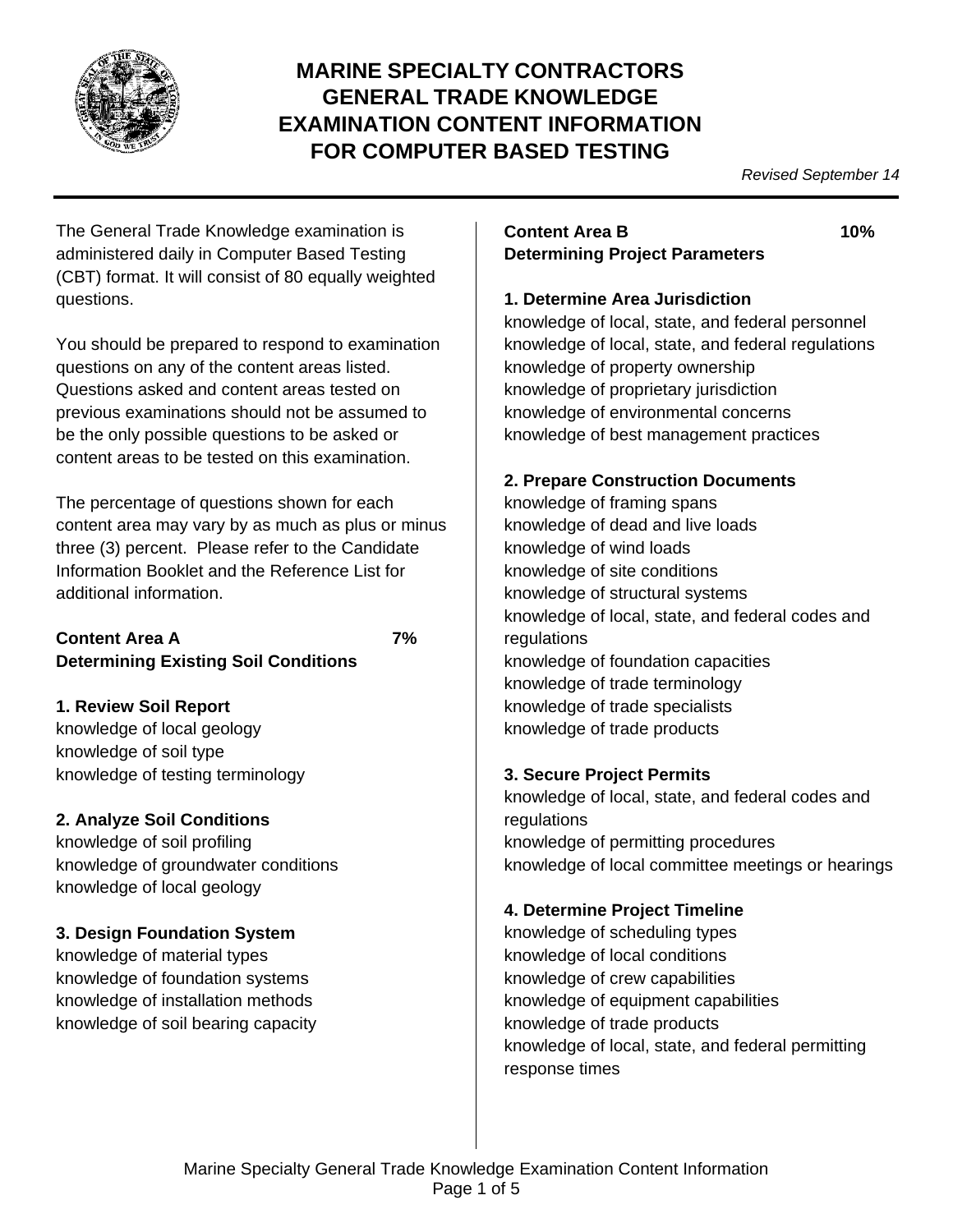# MARINE SPECIALTY CONTRACTORS GENERAL TRADE KNOWLEDGE EXAMINATION CONTENT INFORMATION FOR COMPUTER BASED TESTING

*Revised September 14*

The General Trade Knowledge examination is administered daily in Computer Based Testing (CBT) format. It will consist of 80 equally weighted questions.

You should be prepared to respond to examination questions on any of the content areas listed. Questions asked and content areas tested on previous examinations should not be assumed to be the only possible questions to be asked or content areas to be tested on this examination.

The percentage of questions shown for each content area may vary by as much as plus or minus three (3) percent. Please refer to the Candidate Information Booklet and the Reference List for additional information.

## Content Area A — 7%
## Determining Existing Soil Conditions

**1. Review Soil Report**
knowledge of local geology
knowledge of soil type
knowledge of testing terminology

**2. Analyze Soil Conditions**
knowledge of soil profiling
knowledge of groundwater conditions
knowledge of local geology

**3. Design Foundation System**
knowledge of material types
knowledge of foundation systems
knowledge of installation methods
knowledge of soil bearing capacity

## Content Area B — 10%
## Determining Project Parameters

**1. Determine Area Jurisdiction**
knowledge of local, state, and federal personnel
knowledge of local, state, and federal regulations
knowledge of property ownership
knowledge of proprietary jurisdiction
knowledge of environmental concerns
knowledge of best management practices

**2. Prepare Construction Documents**
knowledge of framing spans
knowledge of dead and live loads
knowledge of wind loads
knowledge of site conditions
knowledge of structural systems
knowledge of local, state, and federal codes and regulations
knowledge of foundation capacities
knowledge of trade terminology
knowledge of trade specialists
knowledge of trade products

**3. Secure Project Permits**
knowledge of local, state, and federal codes and regulations
knowledge of permitting procedures
knowledge of local committee meetings or hearings

**4. Determine Project Timeline**
knowledge of scheduling types
knowledge of local conditions
knowledge of crew capabilities
knowledge of equipment capabilities
knowledge of trade products
knowledge of local, state, and federal permitting response times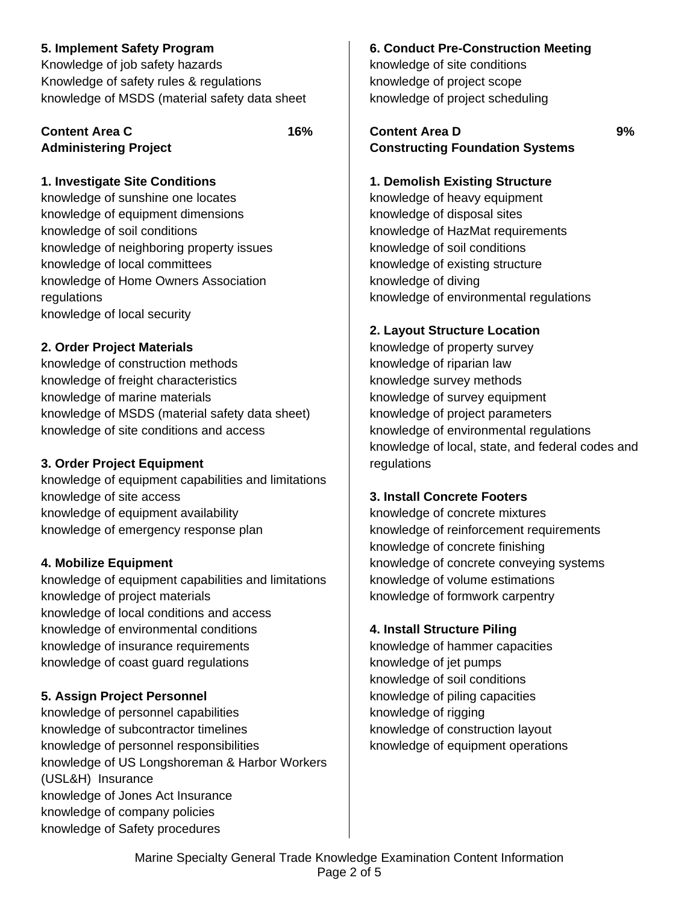**5. Implement Safety Program**

Knowledge of job safety hazards
Knowledge of safety rules & regulations
knowledge of MSDS (material safety data sheet

**Content Area C 16%**
**Administering Project**

**1. Investigate Site Conditions**

knowledge of sunshine one locates
knowledge of equipment dimensions
knowledge of soil conditions
knowledge of neighboring property issues
knowledge of local committees
knowledge of Home Owners Association regulations
knowledge of local security

**2. Order Project Materials**

knowledge of construction methods
knowledge of freight characteristics
knowledge of marine materials
knowledge of MSDS (material safety data sheet)
knowledge of site conditions and access

**3. Order Project Equipment**

knowledge of equipment capabilities and limitations
knowledge of site access
knowledge of equipment availability
knowledge of emergency response plan

**4. Mobilize Equipment**

knowledge of equipment capabilities and limitations
knowledge of project materials
knowledge of local conditions and access
knowledge of environmental conditions
knowledge of insurance requirements
knowledge of coast guard regulations

**5. Assign Project Personnel**

knowledge of personnel capabilities
knowledge of subcontractor timelines
knowledge of personnel responsibilities
knowledge of US Longshoreman & Harbor Workers (USL&H) Insurance
knowledge of Jones Act Insurance
knowledge of company policies
knowledge of Safety procedures

**6. Conduct Pre-Construction Meeting**

knowledge of site conditions
knowledge of project scope
knowledge of project scheduling

**Content Area D 9%**
**Constructing Foundation Systems**

**1. Demolish Existing Structure**

knowledge of heavy equipment
knowledge of disposal sites
knowledge of HazMat requirements
knowledge of soil conditions
knowledge of existing structure
knowledge of diving
knowledge of environmental regulations

**2. Layout Structure Location**

knowledge of property survey
knowledge of riparian law
knowledge survey methods
knowledge of survey equipment
knowledge of project parameters
knowledge of environmental regulations
knowledge of local, state, and federal codes and regulations

**3. Install Concrete Footers**

knowledge of concrete mixtures
knowledge of reinforcement requirements
knowledge of concrete finishing
knowledge of concrete conveying systems
knowledge of volume estimations
knowledge of formwork carpentry

**4. Install Structure Piling**

knowledge of hammer capacities
knowledge of jet pumps
knowledge of soil conditions
knowledge of piling capacities
knowledge of rigging
knowledge of construction layout
knowledge of equipment operations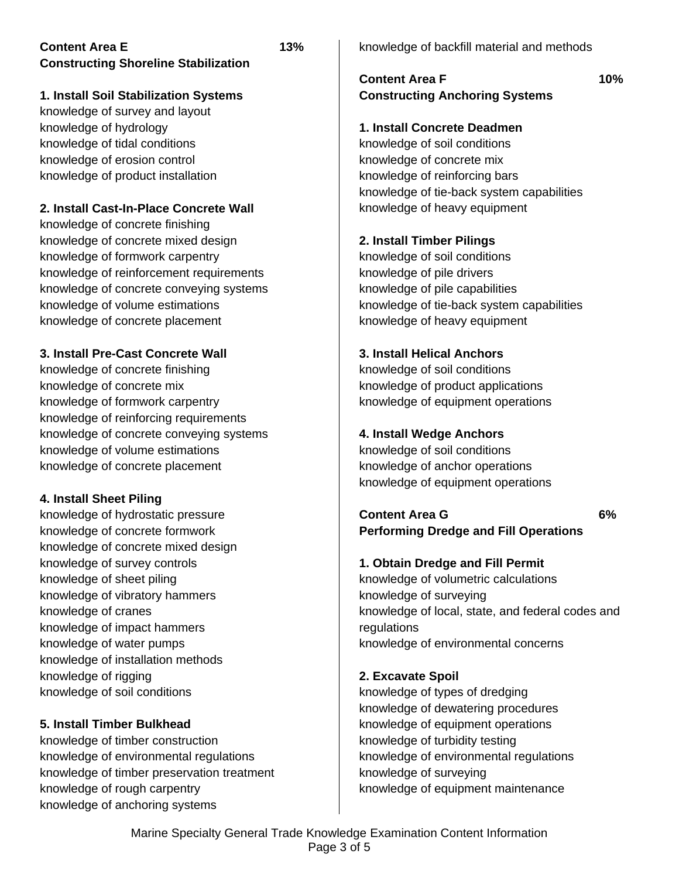**Content Area E** **13%**
**Constructing Shoreline Stabilization**

**1. Install Soil Stabilization Systems**
knowledge of survey and layout
knowledge of hydrology
knowledge of tidal conditions
knowledge of erosion control
knowledge of product installation

**2. Install Cast-In-Place Concrete Wall**
knowledge of concrete finishing
knowledge of concrete mixed design
knowledge of formwork carpentry
knowledge of reinforcement requirements
knowledge of concrete conveying systems
knowledge of volume estimations
knowledge of concrete placement

**3. Install Pre-Cast Concrete Wall**
knowledge of concrete finishing
knowledge of concrete mix
knowledge of formwork carpentry
knowledge of reinforcing requirements
knowledge of concrete conveying systems
knowledge of volume estimations
knowledge of concrete placement

**4. Install Sheet Piling**
knowledge of hydrostatic pressure
knowledge of concrete formwork
knowledge of concrete mixed design
knowledge of survey controls
knowledge of sheet piling
knowledge of vibratory hammers
knowledge of cranes
knowledge of impact hammers
knowledge of water pumps
knowledge of installation methods
knowledge of rigging
knowledge of soil conditions

**5. Install Timber Bulkhead**
knowledge of timber construction
knowledge of environmental regulations
knowledge of timber preservation treatment
knowledge of rough carpentry
knowledge of anchoring systems
knowledge of backfill material and methods

**Content Area F** **10%**
**Constructing Anchoring Systems**

**1. Install Concrete Deadmen**
knowledge of soil conditions
knowledge of concrete mix
knowledge of reinforcing bars
knowledge of tie-back system capabilities
knowledge of heavy equipment

**2. Install Timber Pilings**
knowledge of soil conditions
knowledge of pile drivers
knowledge of pile capabilities
knowledge of tie-back system capabilities
knowledge of heavy equipment

**3. Install Helical Anchors**
knowledge of soil conditions
knowledge of product applications
knowledge of equipment operations

**4. Install Wedge Anchors**
knowledge of soil conditions
knowledge of anchor operations
knowledge of equipment operations

**Content Area G** **6%**
**Performing Dredge and Fill Operations**

**1. Obtain Dredge and Fill Permit**
knowledge of volumetric calculations
knowledge of surveying
knowledge of local, state, and federal codes and regulations
knowledge of environmental concerns

**2. Excavate Spoil**
knowledge of types of dredging
knowledge of dewatering procedures
knowledge of equipment operations
knowledge of turbidity testing
knowledge of environmental regulations
knowledge of surveying
knowledge of equipment maintenance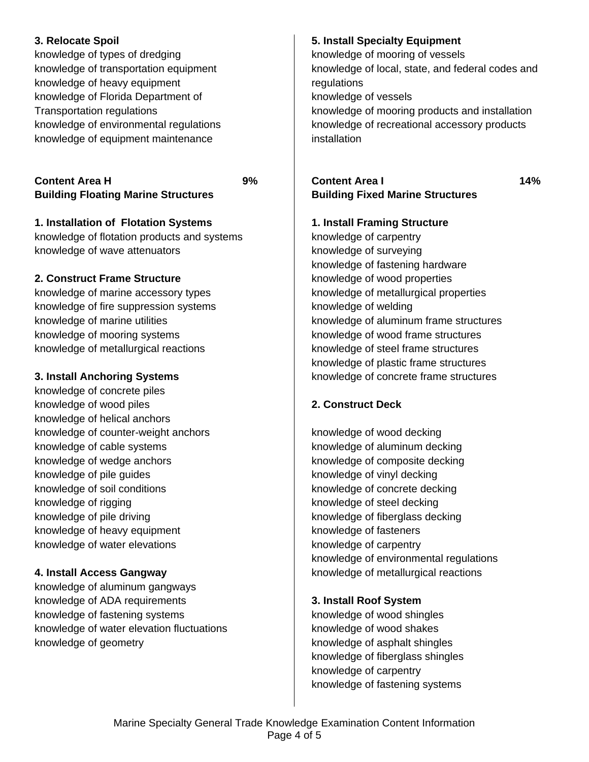**3. Relocate Spoil**

knowledge of types of dredging
knowledge of transportation equipment
knowledge of heavy equipment
knowledge of Florida Department of Transportation regulations
knowledge of environmental regulations
knowledge of equipment maintenance

## Content Area H — 9%
## Building Floating Marine Structures

**1. Installation of Flotation Systems**

knowledge of flotation products and systems
knowledge of wave attenuators

**2. Construct Frame Structure**

knowledge of marine accessory types
knowledge of fire suppression systems
knowledge of marine utilities
knowledge of mooring systems
knowledge of metallurgical reactions

**3. Install Anchoring Systems**

knowledge of concrete piles
knowledge of wood piles
knowledge of helical anchors
knowledge of counter-weight anchors
knowledge of cable systems
knowledge of wedge anchors
knowledge of pile guides
knowledge of soil conditions
knowledge of rigging
knowledge of pile driving
knowledge of heavy equipment
knowledge of water elevations

**4. Install Access Gangway**

knowledge of aluminum gangways
knowledge of ADA requirements
knowledge of fastening systems
knowledge of water elevation fluctuations
knowledge of geometry

**5. Install Specialty Equipment**

knowledge of mooring of vessels
knowledge of local, state, and federal codes and regulations
knowledge of vessels
knowledge of mooring products and installation
knowledge of recreational accessory products installation

## Content Area I — 14%
## Building Fixed Marine Structures

**1. Install Framing Structure**

knowledge of carpentry
knowledge of surveying
knowledge of fastening hardware
knowledge of wood properties
knowledge of metallurgical properties
knowledge of welding
knowledge of aluminum frame structures
knowledge of wood frame structures
knowledge of steel frame structures
knowledge of plastic frame structures
knowledge of concrete frame structures

**2. Construct Deck**

knowledge of wood decking
knowledge of aluminum decking
knowledge of composite decking
knowledge of vinyl decking
knowledge of concrete decking
knowledge of steel decking
knowledge of fiberglass decking
knowledge of fasteners
knowledge of carpentry
knowledge of environmental regulations
knowledge of metallurgical reactions

**3. Install Roof System**

knowledge of wood shingles
knowledge of wood shakes
knowledge of asphalt shingles
knowledge of fiberglass shingles
knowledge of carpentry
knowledge of fastening systems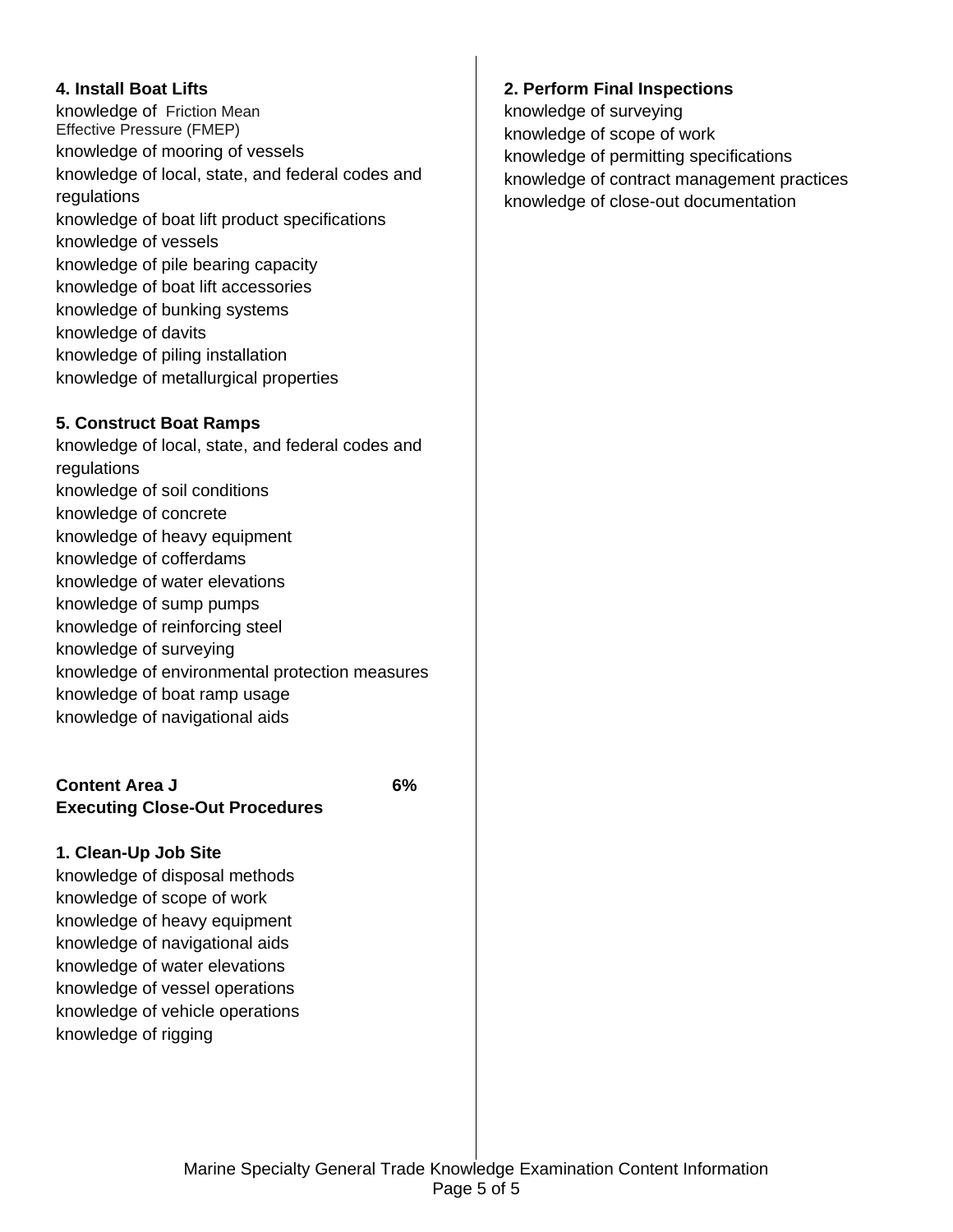### 4. Install Boat Lifts

knowledge of Friction Mean Effective Pressure (FMEP)
knowledge of mooring of vessels
knowledge of local, state, and federal codes and regulations
knowledge of boat lift product specifications
knowledge of vessels
knowledge of pile bearing capacity
knowledge of boat lift accessories
knowledge of bunking systems
knowledge of davits
knowledge of piling installation
knowledge of metallurgical properties

### 5. Construct Boat Ramps

knowledge of local, state, and federal codes and regulations
knowledge of soil conditions
knowledge of concrete
knowledge of heavy equipment
knowledge of cofferdams
knowledge of water elevations
knowledge of sump pumps
knowledge of reinforcing steel
knowledge of surveying
knowledge of environmental protection measures
knowledge of boat ramp usage
knowledge of navigational aids

## Content Area J — 6%
## Executing Close-Out Procedures

### 1. Clean-Up Job Site

knowledge of disposal methods
knowledge of scope of work
knowledge of heavy equipment
knowledge of navigational aids
knowledge of water elevations
knowledge of vessel operations
knowledge of vehicle operations
knowledge of rigging

### 2. Perform Final Inspections

knowledge of surveying
knowledge of scope of work
knowledge of permitting specifications
knowledge of contract management practices
knowledge of close-out documentation